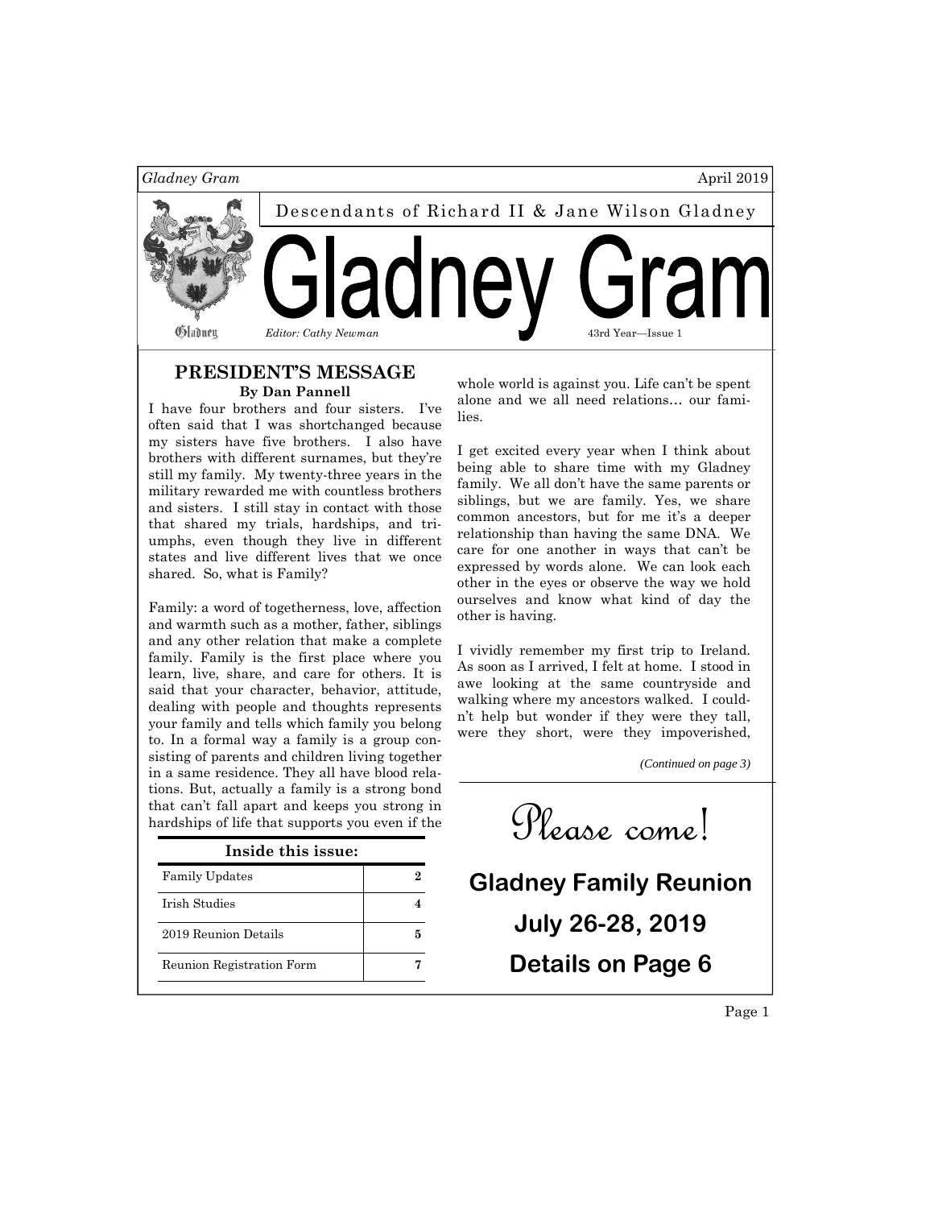Descendants of Richard II & Jane Wilson Gladney

# Gladney Gram

*Editor: Cathy Newman*

43rd Year—Issue 1

## PRESIDENT'S MESSAGE

**By Dan Pannell**

I have four brothers and four sisters. I've often said that I was shortchanged because my sisters have five brothers. I also have brothers with different surnames, but they're still my family. My twenty-three years in the military rewarded me with countless brothers and sisters. I still stay in contact with those that shared my trials, hardships, and triumphs, even though they live in different states and live different lives that we once shared. So, what is Family?

Family: a word of togetherness, love, affection and warmth such as a mother, father, siblings and any other relation that make a complete family. Family is the first place where you learn, live, share, and care for others. It is said that your character, behavior, attitude, dealing with people and thoughts represents your family and tells which family you belong to. In a formal way a family is a group consisting of parents and children living together in a same residence. They all have blood relations. But, actually a family is a strong bond that can't fall apart and keeps you strong in hardships of life that supports you even if the whole world is against you. Life can't be spent alone and we all need relations… our families.

I get excited every year when I think about being able to share time with my Gladney family. We all don't have the same parents or siblings, but we are family. Yes, we share common ancestors, but for me it's a deeper relationship than having the same DNA. We care for one another in ways that can't be expressed by words alone. We can look each other in the eyes or observe the way we hold ourselves and know what kind of day the other is having.

I vividly remember my first trip to Ireland. As soon as I arrived, I felt at home. I stood in awe looking at the same countryside and walking where my ancestors walked. I couldn't help but wonder if they were they tall, were they short, were they impoverished,

*(Continued on page 3)*

| Inside this issue: | |
|---|---|
| Family Updates | 2 |
| Irish Studies | 4 |
| 2019 Reunion Details | 5 |
| Reunion Registration Form | 7 |

*Please come!*

**Gladney Family Reunion**

**July 26-28, 2019**

**Details on Page 6**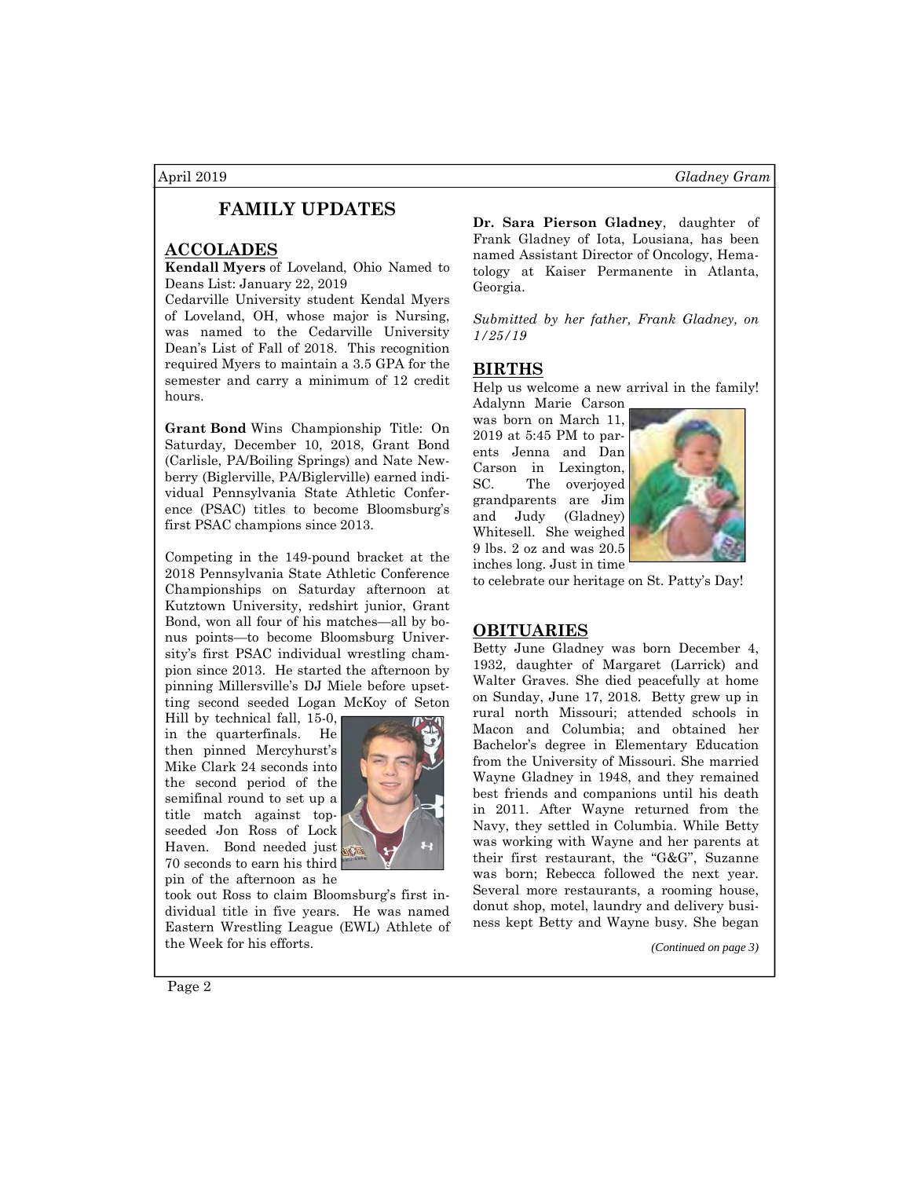# FAMILY UPDATES

## ACCOLADES

**Kendall Myers** of Loveland, Ohio Named to Deans List: January 22, 2019

Cedarville University student Kendal Myers of Loveland, OH, whose major is Nursing, was named to the Cedarville University Dean's List of Fall of 2018. This recognition required Myers to maintain a 3.5 GPA for the semester and carry a minimum of 12 credit hours.

**Grant Bond** Wins Championship Title: On Saturday, December 10, 2018, Grant Bond (Carlisle, PA/Boiling Springs) and Nate Newberry (Biglerville, PA/Biglerville) earned individual Pennsylvania State Athletic Conference (PSAC) titles to become Bloomsburg's first PSAC champions since 2013.

Competing in the 149-pound bracket at the 2018 Pennsylvania State Athletic Conference Championships on Saturday afternoon at Kutztown University, redshirt junior, Grant Bond, won all four of his matches—all by bonus points—to become Bloomsburg University's first PSAC individual wrestling champion since 2013. He started the afternoon by pinning Millersville's DJ Miele before upsetting second seeded Logan McKoy of Seton Hill by technical fall, 15-0, in the quarterfinals. He then pinned Mercyhurst's Mike Clark 24 seconds into the second period of the semifinal round to set up a title match against top-seeded Jon Ross of Lock Haven. Bond needed just 70 seconds to earn his third pin of the afternoon as he took out Ross to claim Bloomsburg's first individual title in five years. He was named Eastern Wrestling League (EWL) Athlete of the Week for his efforts.

**Dr. Sara Pierson Gladney**, daughter of Frank Gladney of Iota, Lousiana, has been named Assistant Director of Oncology, Hematology at Kaiser Permanente in Atlanta, Georgia.

*Submitted by her father, Frank Gladney, on 1/25/19*

## BIRTHS

Help us welcome a new arrival in the family! Adalynn Marie Carson was born on March 11, 2019 at 5:45 PM to parents Jenna and Dan Carson in Lexington, SC. The overjoyed grandparents are Jim and Judy (Gladney) Whitesell. She weighed 9 lbs. 2 oz and was 20.5 inches long. Just in time to celebrate our heritage on St. Patty's Day!

## OBITUARIES

Betty June Gladney was born December 4, 1932, daughter of Margaret (Larrick) and Walter Graves. She died peacefully at home on Sunday, June 17, 2018. Betty grew up in rural north Missouri; attended schools in Macon and Columbia; and obtained her Bachelor's degree in Elementary Education from the University of Missouri. She married Wayne Gladney in 1948, and they remained best friends and companions until his death in 2011. After Wayne returned from the Navy, they settled in Columbia. While Betty was working with Wayne and her parents at their first restaurant, the "G&G", Suzanne was born; Rebecca followed the next year. Several more restaurants, a rooming house, donut shop, motel, laundry and delivery business kept Betty and Wayne busy. She began

*(Continued on page 3)*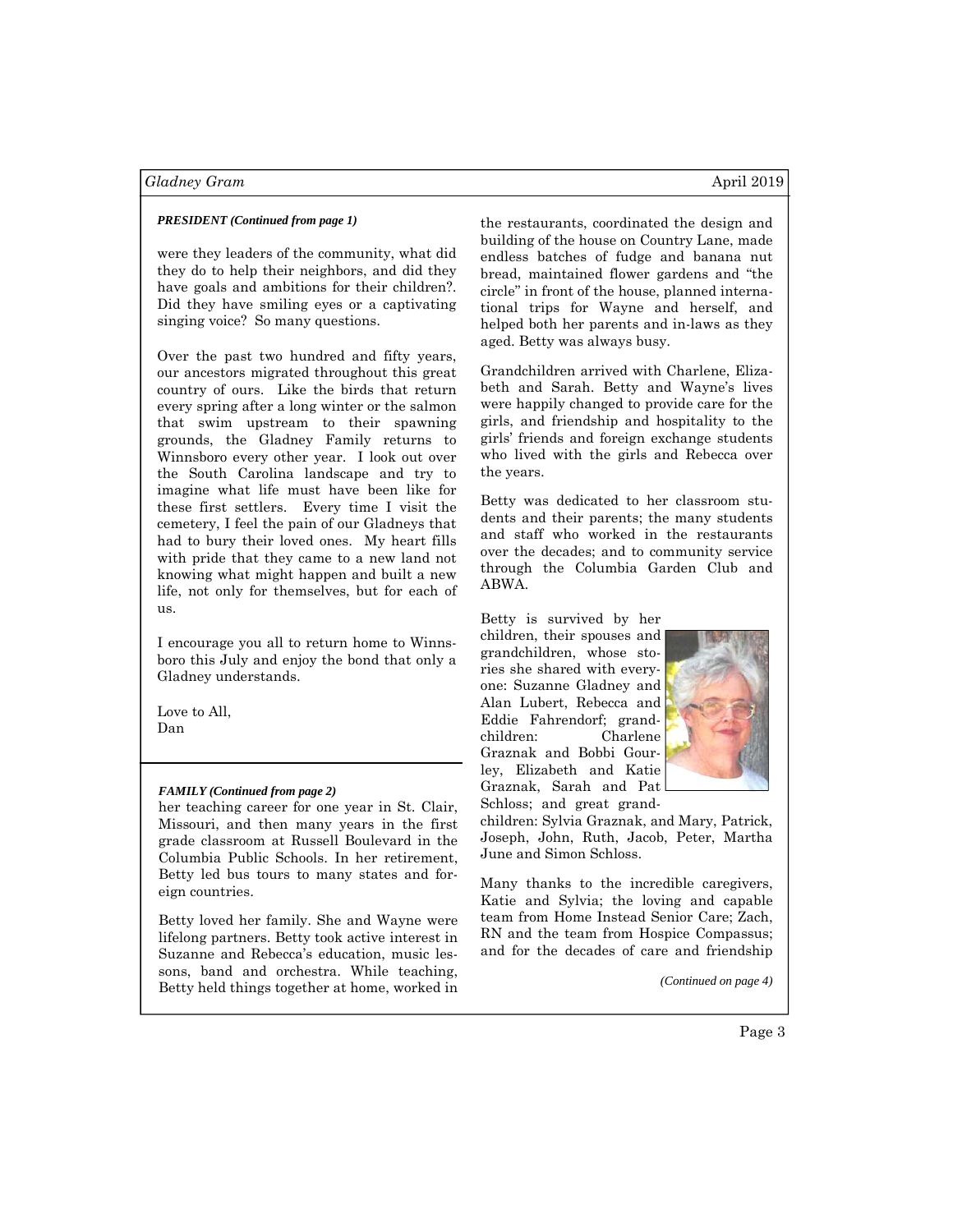*PRESIDENT (Continued from page 1)*

were they leaders of the community, what did they do to help their neighbors, and did they have goals and ambitions for their children?. Did they have smiling eyes or a captivating singing voice? So many questions.

Over the past two hundred and fifty years, our ancestors migrated throughout this great country of ours. Like the birds that return every spring after a long winter or the salmon that swim upstream to their spawning grounds, the Gladney Family returns to Winnsboro every other year. I look out over the South Carolina landscape and try to imagine what life must have been like for these first settlers. Every time I visit the cemetery, I feel the pain of our Gladneys that had to bury their loved ones. My heart fills with pride that they came to a new land not knowing what might happen and built a new life, not only for themselves, but for each of us.

I encourage you all to return home to Winnsboro this July and enjoy the bond that only a Gladney understands.

Love to All,
Dan

*FAMILY (Continued from page 2)*

her teaching career for one year in St. Clair, Missouri, and then many years in the first grade classroom at Russell Boulevard in the Columbia Public Schools. In her retirement, Betty led bus tours to many states and foreign countries.

Betty loved her family. She and Wayne were lifelong partners. Betty took active interest in Suzanne and Rebecca's education, music lessons, band and orchestra. While teaching, Betty held things together at home, worked in the restaurants, coordinated the design and building of the house on Country Lane, made endless batches of fudge and banana nut bread, maintained flower gardens and "the circle" in front of the house, planned international trips for Wayne and herself, and helped both her parents and in-laws as they aged. Betty was always busy.

Grandchildren arrived with Charlene, Elizabeth and Sarah. Betty and Wayne's lives were happily changed to provide care for the girls, and friendship and hospitality to the girls' friends and foreign exchange students who lived with the girls and Rebecca over the years.

Betty was dedicated to her classroom students and their parents; the many students and staff who worked in the restaurants over the decades; and to community service through the Columbia Garden Club and ABWA.

Betty is survived by her children, their spouses and grandchildren, whose stories she shared with everyone: Suzanne Gladney and Alan Lubert, Rebecca and Eddie Fahrendorf; grandchildren: Charlene Graznak and Bobbi Gourley, Elizabeth and Katie Graznak, Sarah and Pat Schloss; and great grandchildren: Sylvia Graznak, and Mary, Patrick, Joseph, John, Ruth, Jacob, Peter, Martha June and Simon Schloss.

Many thanks to the incredible caregivers, Katie and Sylvia; the loving and capable team from Home Instead Senior Care; Zach, RN and the team from Hospice Compassus; and for the decades of care and friendship

*(Continued on page 4)*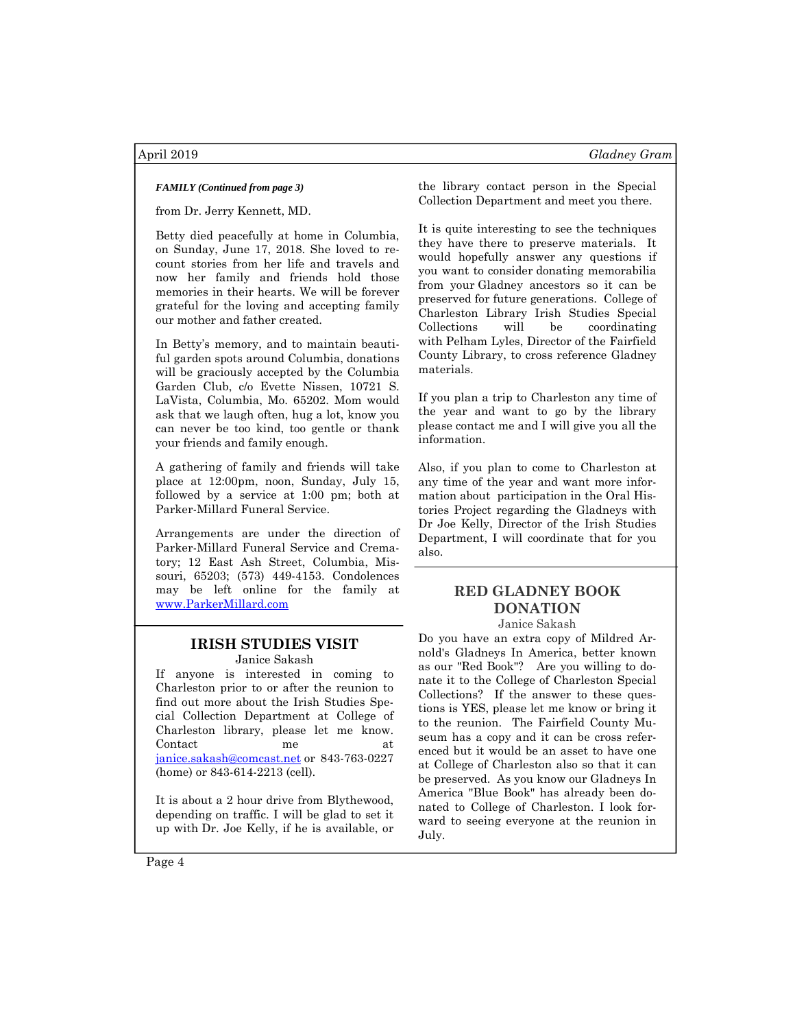***FAMILY (Continued from page 3)***

from Dr. Jerry Kennett, MD.

Betty died peacefully at home in Columbia, on Sunday, June 17, 2018. She loved to recount stories from her life and travels and now her family and friends hold those memories in their hearts. We will be forever grateful for the loving and accepting family our mother and father created.

In Betty's memory, and to maintain beautiful garden spots around Columbia, donations will be graciously accepted by the Columbia Garden Club, c/o Evette Nissen, 10721 S. LaVista, Columbia, Mo. 65202. Mom would ask that we laugh often, hug a lot, know you can never be too kind, too gentle or thank your friends and family enough.

A gathering of family and friends will take place at 12:00pm, noon, Sunday, July 15, followed by a service at 1:00 pm; both at Parker-Millard Funeral Service.

Arrangements are under the direction of Parker-Millard Funeral Service and Crematory; 12 East Ash Street, Columbia, Missouri, 65203; (573) 449-4153. Condolences may be left online for the family at www.ParkerMillard.com

## IRISH STUDIES VISIT

Janice Sakash

If anyone is interested in coming to Charleston prior to or after the reunion to find out more about the Irish Studies Special Collection Department at College of Charleston library, please let me know. Contact me at janice.sakash@comcast.net or 843-763-0227 (home) or 843-614-2213 (cell).

It is about a 2 hour drive from Blythewood, depending on traffic. I will be glad to set it up with Dr. Joe Kelly, if he is available, or the library contact person in the Special Collection Department and meet you there.

It is quite interesting to see the techniques they have there to preserve materials. It would hopefully answer any questions if you want to consider donating memorabilia from your Gladney ancestors so it can be preserved for future generations. College of Charleston Library Irish Studies Special Collections will be coordinating with Pelham Lyles, Director of the Fairfield County Library, to cross reference Gladney materials.

If you plan a trip to Charleston any time of the year and want to go by the library please contact me and I will give you all the information.

Also, if you plan to come to Charleston at any time of the year and want more information about participation in the Oral Histories Project regarding the Gladneys with Dr Joe Kelly, Director of the Irish Studies Department, I will coordinate that for you also.

## RED GLADNEY BOOK DONATION

Janice Sakash

Do you have an extra copy of Mildred Arnold's Gladneys In America, better known as our "Red Book"? Are you willing to donate it to the College of Charleston Special Collections? If the answer to these questions is YES, please let me know or bring it to the reunion. The Fairfield County Museum has a copy and it can be cross referenced but it would be an asset to have one at College of Charleston also so that it can be preserved. As you know our Gladneys In America "Blue Book" has already been donated to College of Charleston. I look forward to seeing everyone at the reunion in July.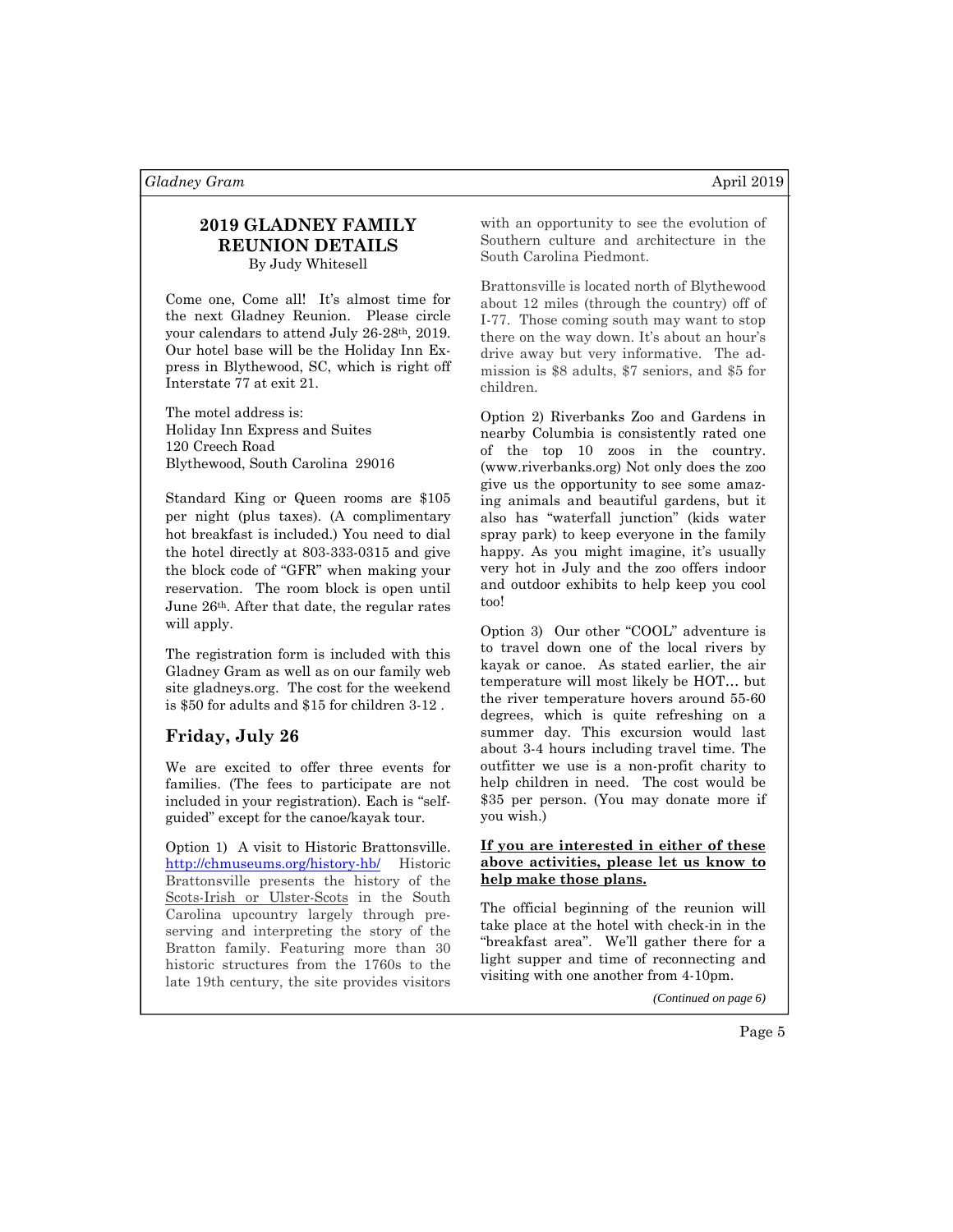## 2019 GLADNEY FAMILY REUNION DETAILS

By Judy Whitesell

Come one, Come all! It's almost time for the next Gladney Reunion. Please circle your calendars to attend July 26-28th, 2019. Our hotel base will be the Holiday Inn Express in Blythewood, SC, which is right off Interstate 77 at exit 21.

The motel address is:
Holiday Inn Express and Suites
120 Creech Road
Blythewood, South Carolina 29016

Standard King or Queen rooms are $105 per night (plus taxes). (A complimentary hot breakfast is included.) You need to dial the hotel directly at 803-333-0315 and give the block code of "GFR" when making your reservation. The room block is open until June 26th. After that date, the regular rates will apply.

The registration form is included with this Gladney Gram as well as on our family web site gladneys.org. The cost for the weekend is $50 for adults and $15 for children 3-12 .

### Friday, July 26

We are excited to offer three events for families. (The fees to participate are not included in your registration). Each is "self-guided" except for the canoe/kayak tour.

Option 1) A visit to Historic Brattonsville. http://chmuseums.org/history-hb/ Historic Brattonsville presents the history of the Scots-Irish or Ulster-Scots in the South Carolina upcountry largely through preserving and interpreting the story of the Bratton family. Featuring more than 30 historic structures from the 1760s to the late 19th century, the site provides visitors with an opportunity to see the evolution of Southern culture and architecture in the South Carolina Piedmont.

Brattonsville is located north of Blythewood about 12 miles (through the country) off of I-77. Those coming south may want to stop there on the way down. It's about an hour's drive away but very informative. The admission is $8 adults, $7 seniors, and $5 for children.

Option 2) Riverbanks Zoo and Gardens in nearby Columbia is consistently rated one of the top 10 zoos in the country. (www.riverbanks.org) Not only does the zoo give us the opportunity to see some amazing animals and beautiful gardens, but it also has "waterfall junction" (kids water spray park) to keep everyone in the family happy. As you might imagine, it's usually very hot in July and the zoo offers indoor and outdoor exhibits to help keep you cool too!

Option 3) Our other "COOL" adventure is to travel down one of the local rivers by kayak or canoe. As stated earlier, the air temperature will most likely be HOT… but the river temperature hovers around 55-60 degrees, which is quite refreshing on a summer day. This excursion would last about 3-4 hours including travel time. The outfitter we use is a non-profit charity to help children in need. The cost would be $35 per person. (You may donate more if you wish.)

**If you are interested in either of these above activities, please let us know to help make those plans.**

The official beginning of the reunion will take place at the hotel with check-in in the "breakfast area". We'll gather there for a light supper and time of reconnecting and visiting with one another from 4-10pm.

*(Continued on page 6)*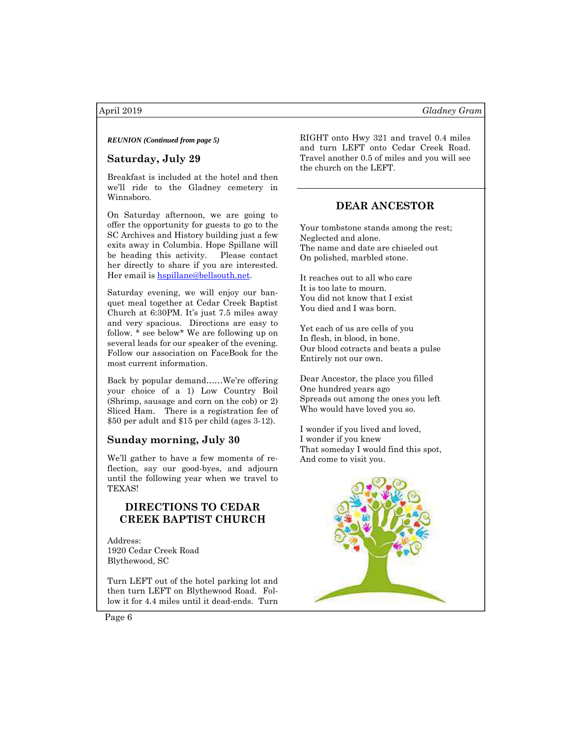***REUNION (Continued from page 5)***

## Saturday, July 29

Breakfast is included at the hotel and then we'll ride to the Gladney cemetery in Winnsboro.

On Saturday afternoon, we are going to offer the opportunity for guests to go to the SC Archives and History building just a few exits away in Columbia. Hope Spillane will be heading this activity. Please contact her directly to share if you are interested. Her email is hspillane@bellsouth.net.

Saturday evening, we will enjoy our banquet meal together at Cedar Creek Baptist Church at 6:30PM. It's just 7.5 miles away and very spacious. Directions are easy to follow. * see below* We are following up on several leads for our speaker of the evening. Follow our association on FaceBook for the most current information.

Back by popular demand……We're offering your choice of a 1) Low Country Boil (Shrimp, sausage and corn on the cob) or 2) Sliced Ham. There is a registration fee of $50 per adult and $15 per child (ages 3-12).

## Sunday morning, July 30

We'll gather to have a few moments of reflection, say our good-byes, and adjourn until the following year when we travel to TEXAS!

## DIRECTIONS TO CEDAR CREEK BAPTIST CHURCH

Address:
1920 Cedar Creek Road
Blythewood, SC

Turn LEFT out of the hotel parking lot and then turn LEFT on Blythewood Road. Follow it for 4.4 miles until it dead-ends. Turn RIGHT onto Hwy 321 and travel 0.4 miles and turn LEFT onto Cedar Creek Road. Travel another 0.5 of miles and you will see the church on the LEFT.

## DEAR ANCESTOR

Your tombstone stands among the rest;
Neglected and alone.
The name and date are chiseled out
On polished, marbled stone.

It reaches out to all who care
It is too late to mourn.
You did not know that I exist
You died and I was born.

Yet each of us are cells of you
In flesh, in blood, in bone.
Our blood cotracts and beats a pulse
Entirely not our own.

Dear Ancestor, the place you filled
One hundred years ago
Spreads out among the ones you left
Who would have loved you so.

I wonder if you lived and loved,
I wonder if you knew
That someday I would find this spot,
And come to visit you.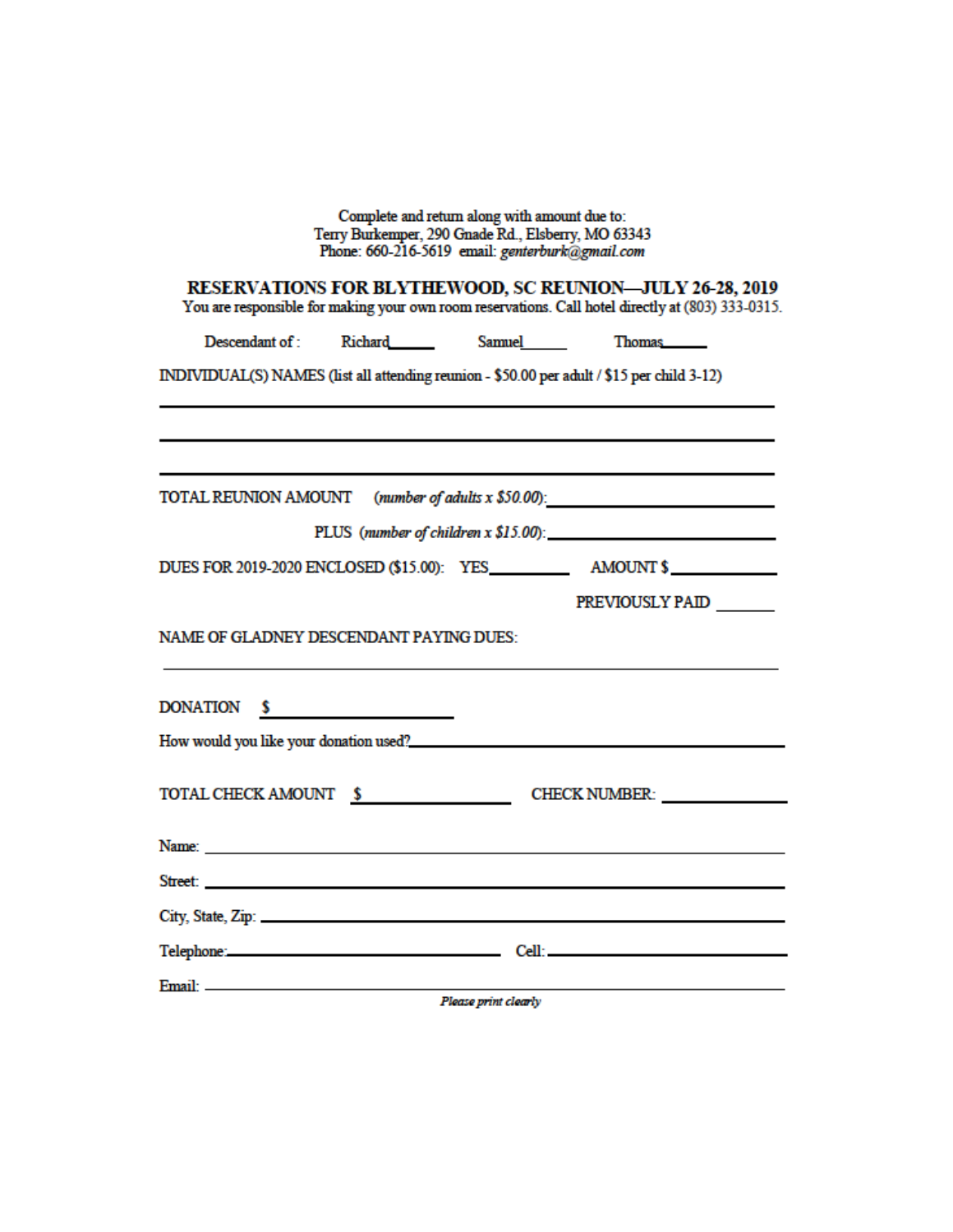Complete and return along with amount due to:
Terry Burkemper, 290 Gnade Rd., Elsberry, MO 63343
Phone: 660-216-5619 email: *genterburk@gmail.com*

## RESERVATIONS FOR BLYTHEWOOD, SC REUNION—JULY 26-28, 2019

You are responsible for making your own room reservations. Call hotel directly at (803) 333-0315.

Descendant of : Richard_____ Samuel_____ Thomas_____

INDIVIDUAL(S) NAMES (list all attending reunion - $50.00 per adult / $15 per child 3-12)

\_\_\_\_\_\_\_\_\_\_\_\_\_\_\_\_\_\_\_\_\_\_\_\_\_\_\_\_\_\_\_\_\_\_\_\_\_\_\_\_\_\_\_\_\_\_\_\_\_\_\_\_

\_\_\_\_\_\_\_\_\_\_\_\_\_\_\_\_\_\_\_\_\_\_\_\_\_\_\_\_\_\_\_\_\_\_\_\_\_\_\_\_\_\_\_\_\_\_\_\_\_\_\_\_

\_\_\_\_\_\_\_\_\_\_\_\_\_\_\_\_\_\_\_\_\_\_\_\_\_\_\_\_\_\_\_\_\_\_\_\_\_\_\_\_\_\_\_\_\_\_\_\_\_\_\_\_

TOTAL REUNION AMOUNT (*number of adults x $50.00*): \_\_\_\_\_\_\_\_\_\_\_\_\_\_\_\_\_\_\_\_

PLUS (*number of children x $15.00*): \_\_\_\_\_\_\_\_\_\_\_\_\_\_\_\_\_\_\_\_

DUES FOR 2019-2020 ENCLOSED ($15.00): YES\_\_\_\_\_\_\_\_ AMOUNT $\_\_\_\_\_\_\_\_

PREVIOUSLY PAID \_\_\_\_\_\_

NAME OF GLADNEY DESCENDANT PAYING DUES:

\_\_\_\_\_\_\_\_\_\_\_\_\_\_\_\_\_\_\_\_\_\_\_\_\_\_\_\_\_\_\_\_\_\_\_\_\_\_\_\_\_\_\_\_\_\_\_\_\_\_\_\_

DONATION $ \_\_\_\_\_\_\_\_\_\_\_\_\_\_\_\_\_\_\_\_

How would you like your donation used?\_\_\_\_\_\_\_\_\_\_\_\_\_\_\_\_\_\_\_\_\_\_\_\_\_\_\_\_\_\_

TOTAL CHECK AMOUNT $ \_\_\_\_\_\_\_\_\_\_\_\_\_\_ CHECK NUMBER: \_\_\_\_\_\_\_\_\_\_\_\_

Name: \_\_\_\_\_\_\_\_\_\_\_\_\_\_\_\_\_\_\_\_\_\_\_\_\_\_\_\_\_\_\_\_\_\_\_\_\_\_\_\_\_\_\_\_\_\_\_\_

Street: \_\_\_\_\_\_\_\_\_\_\_\_\_\_\_\_\_\_\_\_\_\_\_\_\_\_\_\_\_\_\_\_\_\_\_\_\_\_\_\_\_\_\_\_\_\_\_\_

City, State, Zip: \_\_\_\_\_\_\_\_\_\_\_\_\_\_\_\_\_\_\_\_\_\_\_\_\_\_\_\_\_\_\_\_\_\_\_\_\_\_\_\_

Telephone:\_\_\_\_\_\_\_\_\_\_\_\_\_\_\_\_\_\_\_\_\_\_ Cell:\_\_\_\_\_\_\_\_\_\_\_\_\_\_\_\_\_\_\_\_\_\_

Email: \_\_\_\_\_\_\_\_\_\_\_\_\_\_\_\_\_\_\_\_\_\_\_\_\_\_\_\_\_\_\_\_\_\_\_\_\_\_\_\_\_\_\_\_\_\_\_\_

***Please print clearly***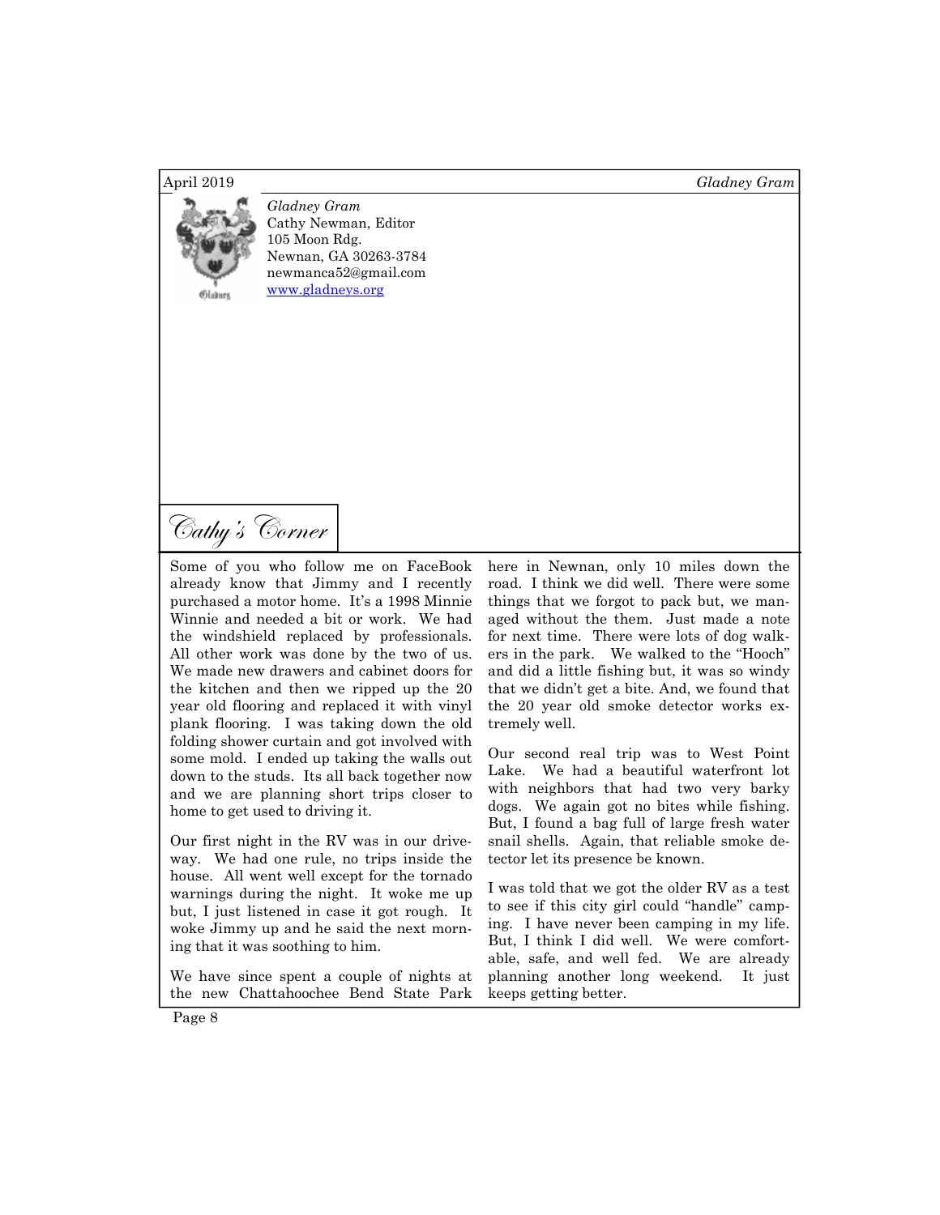*Gladney Gram*
Cathy Newman, Editor
105 Moon Rdg.
Newnan, GA 30263-3784
newmanca52@gmail.com
www.gladneys.org

## Cathy's Corner

Some of you who follow me on FaceBook already know that Jimmy and I recently purchased a motor home. It's a 1998 Minnie Winnie and needed a bit or work. We had the windshield replaced by professionals. All other work was done by the two of us. We made new drawers and cabinet doors for the kitchen and then we ripped up the 20 year old flooring and replaced it with vinyl plank flooring. I was taking down the old folding shower curtain and got involved with some mold. I ended up taking the walls out down to the studs. Its all back together now and we are planning short trips closer to home to get used to driving it.

Our first night in the RV was in our driveway. We had one rule, no trips inside the house. All went well except for the tornado warnings during the night. It woke me up but, I just listened in case it got rough. It woke Jimmy up and he said the next morning that it was soothing to him.

We have since spent a couple of nights at the new Chattahoochee Bend State Park here in Newnan, only 10 miles down the road. I think we did well. There were some things that we forgot to pack but, we managed without the them. Just made a note for next time. There were lots of dog walkers in the park. We walked to the "Hooch" and did a little fishing but, it was so windy that we didn't get a bite. And, we found that the 20 year old smoke detector works extremely well.

Our second real trip was to West Point Lake. We had a beautiful waterfront lot with neighbors that had two very barky dogs. We again got no bites while fishing. But, I found a bag full of large fresh water snail shells. Again, that reliable smoke detector let its presence be known.

I was told that we got the older RV as a test to see if this city girl could "handle" camping. I have never been camping in my life. But, I think I did well. We were comfortable, safe, and well fed. We are already planning another long weekend. It just keeps getting better.